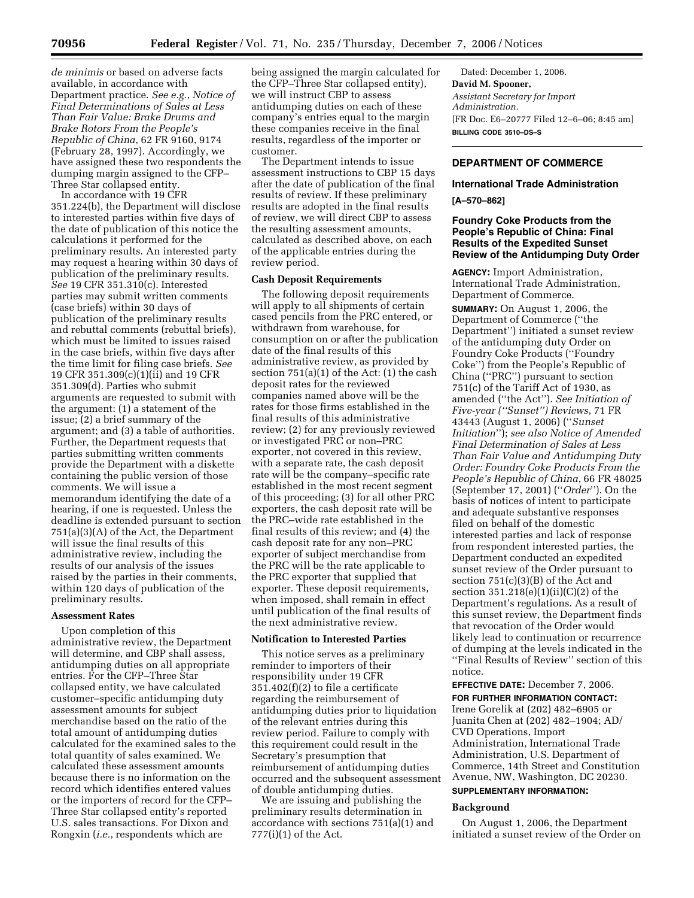*de minimis* or based on adverse facts available, in accordance with Department practice. *See e.g.*, *Notice of Final Determinations of Sales at Less Than Fair Value: Brake Drums and Brake Rotors From the People's Republic of China*, 62 FR 9160, 9174 (February 28, 1997). Accordingly, we have assigned these two respondents the dumping margin assigned to the CFP–Three Star collapsed entity.

In accordance with 19 CFR 351.224(b), the Department will disclose to interested parties within five days of the date of publication of this notice the calculations it performed for the preliminary results. An interested party may request a hearing within 30 days of publication of the preliminary results. *See* 19 CFR 351.310(c). Interested parties may submit written comments (case briefs) within 30 days of publication of the preliminary results and rebuttal comments (rebuttal briefs), which must be limited to issues raised in the case briefs, within five days after the time limit for filing case briefs. *See* 19 CFR 351.309(c)(1)(ii) and 19 CFR 351.309(d). Parties who submit arguments are requested to submit with the argument: (1) a statement of the issue; (2) a brief summary of the argument; and (3) a table of authorities. Further, the Department requests that parties submitting written comments provide the Department with a diskette containing the public version of those comments. We will issue a memorandum identifying the date of a hearing, if one is requested. Unless the deadline is extended pursuant to section 751(a)(3)(A) of the Act, the Department will issue the final results of this administrative review, including the results of our analysis of the issues raised by the parties in their comments, within 120 days of publication of the preliminary results.

**Assessment Rates**

Upon completion of this administrative review, the Department will determine, and CBP shall assess, antidumping duties on all appropriate entries. For the CFP–Three Star collapsed entity, we have calculated customer–specific antidumping duty assessment amounts for subject merchandise based on the ratio of the total amount of antidumping duties calculated for the examined sales to the total quantity of sales examined. We calculated these assessment amounts because there is no information on the record which identifies entered values or the importers of record for the CFP–Three Star collapsed entity's reported U.S. sales transactions. For Dixon and Rongxin (*i.e.*, respondents which are being assigned the margin calculated for the CFP–Three Star collapsed entity), we will instruct CBP to assess antidumping duties on each of these company's entries equal to the margin these companies receive in the final results, regardless of the importer or customer.

The Department intends to issue assessment instructions to CBP 15 days after the date of publication of the final results of review. If these preliminary results are adopted in the final results of review, we will direct CBP to assess the resulting assessment amounts, calculated as described above, on each of the applicable entries during the review period.

**Cash Deposit Requirements**

The following deposit requirements will apply to all shipments of certain cased pencils from the PRC entered, or withdrawn from warehouse, for consumption on or after the publication date of the final results of this administrative review, as provided by section 751(a)(1) of the Act: (1) the cash deposit rates for the reviewed companies named above will be the rates for those firms established in the final results of this administrative review; (2) for any previously reviewed or investigated PRC or non–PRC exporter, not covered in this review, with a separate rate, the cash deposit rate will be the company–specific rate established in the most recent segment of this proceeding; (3) for all other PRC exporters, the cash deposit rate will be the PRC–wide rate established in the final results of this review; and (4) the cash deposit rate for any non–PRC exporter of subject merchandise from the PRC will be the rate applicable to the PRC exporter that supplied that exporter. These deposit requirements, when imposed, shall remain in effect until publication of the final results of the next administrative review.

**Notification to Interested Parties**

This notice serves as a preliminary reminder to importers of their responsibility under 19 CFR 351.402(f)(2) to file a certificate regarding the reimbursement of antidumping duties prior to liquidation of the relevant entries during this review period. Failure to comply with this requirement could result in the Secretary's presumption that reimbursement of antidumping duties occurred and the subsequent assessment of double antidumping duties.

We are issuing and publishing the preliminary results determination in accordance with sections 751(a)(1) and 777(i)(1) of the Act.

Dated: December 1, 2006.

**David M. Spooner,**

*Assistant Secretary for Import Administration.*

[FR Doc. E6–20777 Filed 12–6–06; 8:45 am]

**BILLING CODE 3510–DS–S**

## DEPARTMENT OF COMMERCE

### International Trade Administration

**[A–570–862]**

### Foundry Coke Products from the People's Republic of China: Final Results of the Expedited Sunset Review of the Antidumping Duty Order

**AGENCY:** Import Administration, International Trade Administration, Department of Commerce.

**SUMMARY:** On August 1, 2006, the Department of Commerce (''the Department'') initiated a sunset review of the antidumping duty Order on Foundry Coke Products (''Foundry Coke'') from the People's Republic of China (''PRC'') pursuant to section 751(c) of the Tariff Act of 1930, as amended (''the Act''). *See Initiation of Five-year (''Sunset'') Reviews*, 71 FR 43443 (August 1, 2006) (''*Sunset Initiation*''); *see also Notice of Amended Final Determination of Sales at Less Than Fair Value and Antidumping Duty Order: Foundry Coke Products From the People's Republic of China*, 66 FR 48025 (September 17, 2001) (''*Order*''). On the basis of notices of intent to participate and adequate substantive responses filed on behalf of the domestic interested parties and lack of response from respondent interested parties, the Department conducted an expedited sunset review of the Order pursuant to section 751(c)(3)(B) of the Act and section 351.218(e)(1)(ii)(C)(2) of the Department's regulations. As a result of this sunset review, the Department finds that revocation of the Order would likely lead to continuation or recurrence of dumping at the levels indicated in the ''Final Results of Review'' section of this notice.

**EFFECTIVE DATE:** December 7, 2006.

**FOR FURTHER INFORMATION CONTACT:** Irene Gorelik at (202) 482–6905 or Juanita Chen at (202) 482–1904; AD/CVD Operations, Import Administration, International Trade Administration, U.S. Department of Commerce, 14th Street and Constitution Avenue, NW, Washington, DC 20230.

**SUPPLEMENTARY INFORMATION:**

**Background**

On August 1, 2006, the Department initiated a sunset review of the Order on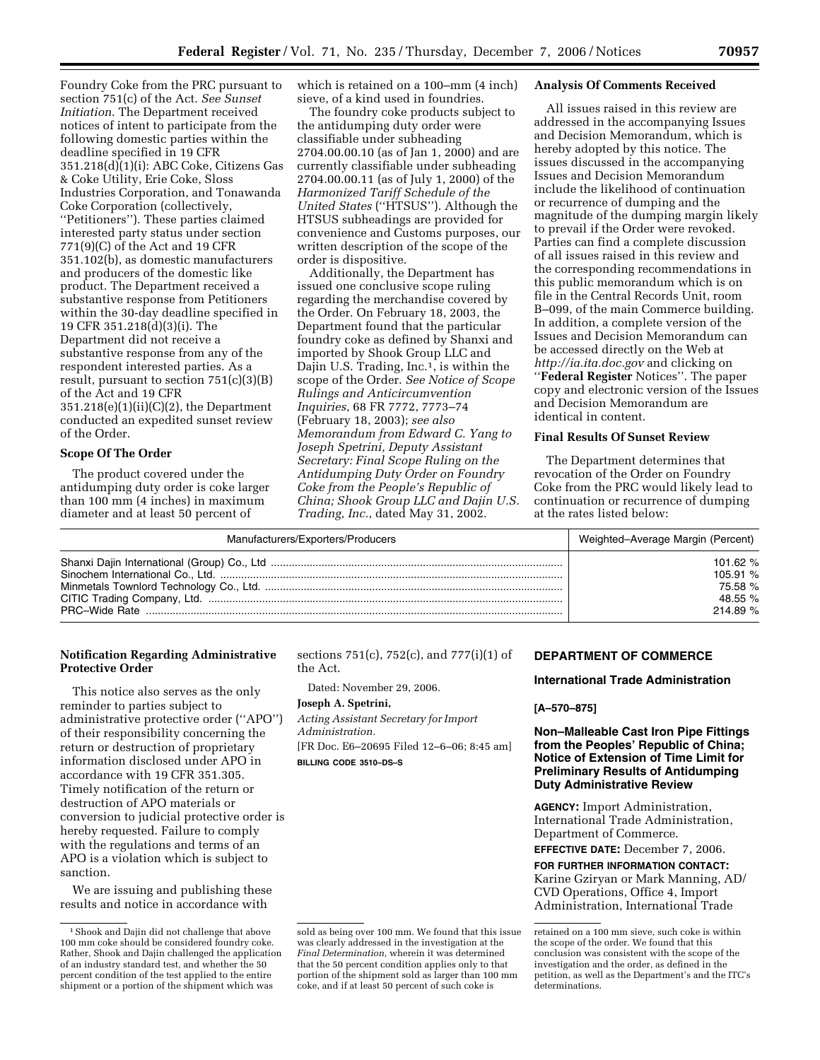Foundry Coke from the PRC pursuant to section 751(c) of the Act. *See Sunset Initiation*. The Department received notices of intent to participate from the following domestic parties within the deadline specified in 19 CFR 351.218(d)(1)(i): ABC Coke, Citizens Gas & Coke Utility, Erie Coke, Sloss Industries Corporation, and Tonawanda Coke Corporation (collectively, ''Petitioners''). These parties claimed interested party status under section 771(9)(C) of the Act and 19 CFR 351.102(b), as domestic manufacturers and producers of the domestic like product. The Department received a substantive response from Petitioners within the 30-day deadline specified in 19 CFR 351.218(d)(3)(i). The Department did not receive a substantive response from any of the respondent interested parties. As a result, pursuant to section 751(c)(3)(B) of the Act and 19 CFR 351.218(e)(1)(ii)(C)(2), the Department conducted an expedited sunset review of the Order.

**Scope Of The Order**

The product covered under the antidumping duty order is coke larger than 100 mm (4 inches) in maximum diameter and at least 50 percent of which is retained on a 100–mm (4 inch) sieve, of a kind used in foundries.

The foundry coke products subject to the antidumping duty order were classifiable under subheading 2704.00.00.10 (as of Jan 1, 2000) and are currently classifiable under subheading 2704.00.00.11 (as of July 1, 2000) of the *Harmonized Tariff Schedule of the United States* (''HTSUS''). Although the HTSUS subheadings are provided for convenience and Customs purposes, our written description of the scope of the order is dispositive.

Additionally, the Department has issued one conclusive scope ruling regarding the merchandise covered by the Order. On February 18, 2003, the Department found that the particular foundry coke as defined by Shanxi and imported by Shook Group LLC and Dajin U.S. Trading, Inc.[1], is within the scope of the Order. *See Notice of Scope Rulings and Anticircumvention Inquiries*, 68 FR 7772, 7773–74 (February 18, 2003); *see also Memorandum from Edward C. Yang to Joseph Spetrini, Deputy Assistant Secretary: Final Scope Ruling on the Antidumping Duty Order on Foundry Coke from the People's Republic of China; Shook Group LLC and Dajin U.S. Trading, Inc.*, dated May 31, 2002.

**Analysis Of Comments Received**

All issues raised in this review are addressed in the accompanying Issues and Decision Memorandum, which is hereby adopted by this notice. The issues discussed in the accompanying Issues and Decision Memorandum include the likelihood of continuation or recurrence of dumping and the magnitude of the dumping margin likely to prevail if the Order were revoked. Parties can find a complete discussion of all issues raised in this review and the corresponding recommendations in this public memorandum which is on file in the Central Records Unit, room B–099, of the main Commerce building. In addition, a complete version of the Issues and Decision Memorandum can be accessed directly on the Web at *http://ia.ita.doc.gov* and clicking on ''**Federal Register** Notices''. The paper copy and electronic version of the Issues and Decision Memorandum are identical in content.

**Final Results Of Sunset Review**

The Department determines that revocation of the Order on Foundry Coke from the PRC would likely lead to continuation or recurrence of dumping at the rates listed below:

| Manufacturers/Exporters/Producers | Weighted–Average Margin (Percent) |
|---|---|
| Shanxi Dajin International (Group) Co., Ltd | 101.62 % |
| Sinochem International Co., Ltd. | 105.91 % |
| Minmetals Townlord Technology Co., Ltd. | 75.58 % |
| CITIC Trading Company, Ltd. | 48.55 % |
| PRC–Wide Rate | 214.89 % |

**Notification Regarding Administrative Protective Order**

This notice also serves as the only reminder to parties subject to administrative protective order (''APO'') of their responsibility concerning the return or destruction of proprietary information disclosed under APO in accordance with 19 CFR 351.305. Timely notification of the return or destruction of APO materials or conversion to judicial protective order is hereby requested. Failure to comply with the regulations and terms of an APO is a violation which is subject to sanction.

We are issuing and publishing these results and notice in accordance with sections 751(c), 752(c), and 777(i)(1) of the Act.

Dated: November 29, 2006.

**Joseph A. Spetrini,**

*Acting Assistant Secretary for Import Administration.*

[FR Doc. E6–20695 Filed 12–6–06; 8:45 am]

**BILLING CODE 3510–DS–S**

[1] Shook and Dajin did not challenge that above 100 mm coke should be considered foundry coke. Rather, Shook and Dajin challenged the application of an industry standard test, and whether the 50 percent condition of the test applied to the entire shipment or a portion of the shipment which was sold as being over 100 mm. We found that this issue was clearly addressed in the investigation at the *Final Determination*, wherein it was determined that the 50 percent condition applies only to that portion of the shipment sold as larger than 100 mm coke, and if at least 50 percent of such coke is retained on a 100 mm sieve, such coke is within the scope of the order. We found that this conclusion was consistent with the scope of the investigation and the order, as defined in the petition, as well as the Department's and the ITC's determinations.

**DEPARTMENT OF COMMERCE**

**International Trade Administration**

**[A–570–875]**

## Non–Malleable Cast Iron Pipe Fittings from the Peoples' Republic of China; Notice of Extension of Time Limit for Preliminary Results of Antidumping Duty Administrative Review

**AGENCY:** Import Administration, International Trade Administration, Department of Commerce.

**EFFECTIVE DATE:** December 7, 2006.

**FOR FURTHER INFORMATION CONTACT:** Karine Gziryan or Mark Manning, AD/CVD Operations, Office 4, Import Administration, International Trade